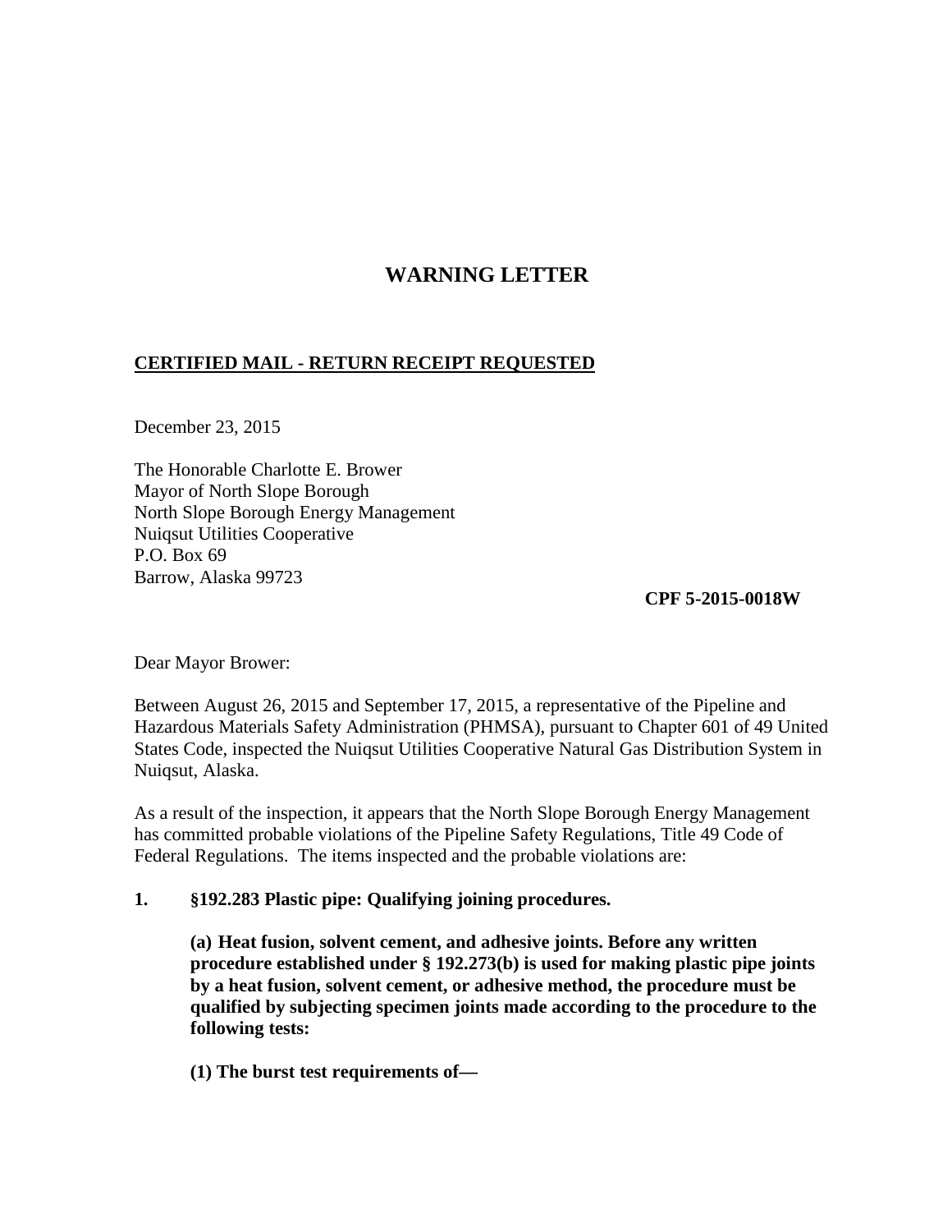# WARNING LETTER

**CERTIFIED MAIL - RETURN RECEIPT REQUESTED**

December 23, 2015

The Honorable Charlotte E. Brower
Mayor of North Slope Borough
North Slope Borough Energy Management
Nuiqsut Utilities Cooperative
P.O. Box 69
Barrow, Alaska 99723

**CPF 5-2015-0018W**

Dear Mayor Brower:

Between August 26, 2015 and September 17, 2015, a representative of the Pipeline and Hazardous Materials Safety Administration (PHMSA), pursuant to Chapter 601 of 49 United States Code, inspected the Nuiqsut Utilities Cooperative Natural Gas Distribution System in Nuiqsut, Alaska.

As a result of the inspection, it appears that the North Slope Borough Energy Management has committed probable violations of the Pipeline Safety Regulations, Title 49 Code of Federal Regulations. The items inspected and the probable violations are:

**1. §192.283 Plastic pipe: Qualifying joining procedures.**

**(a) Heat fusion, solvent cement, and adhesive joints. Before any written procedure established under § 192.273(b) is used for making plastic pipe joints by a heat fusion, solvent cement, or adhesive method, the procedure must be qualified by subjecting specimen joints made according to the procedure to the following tests:**

**(1) The burst test requirements of—**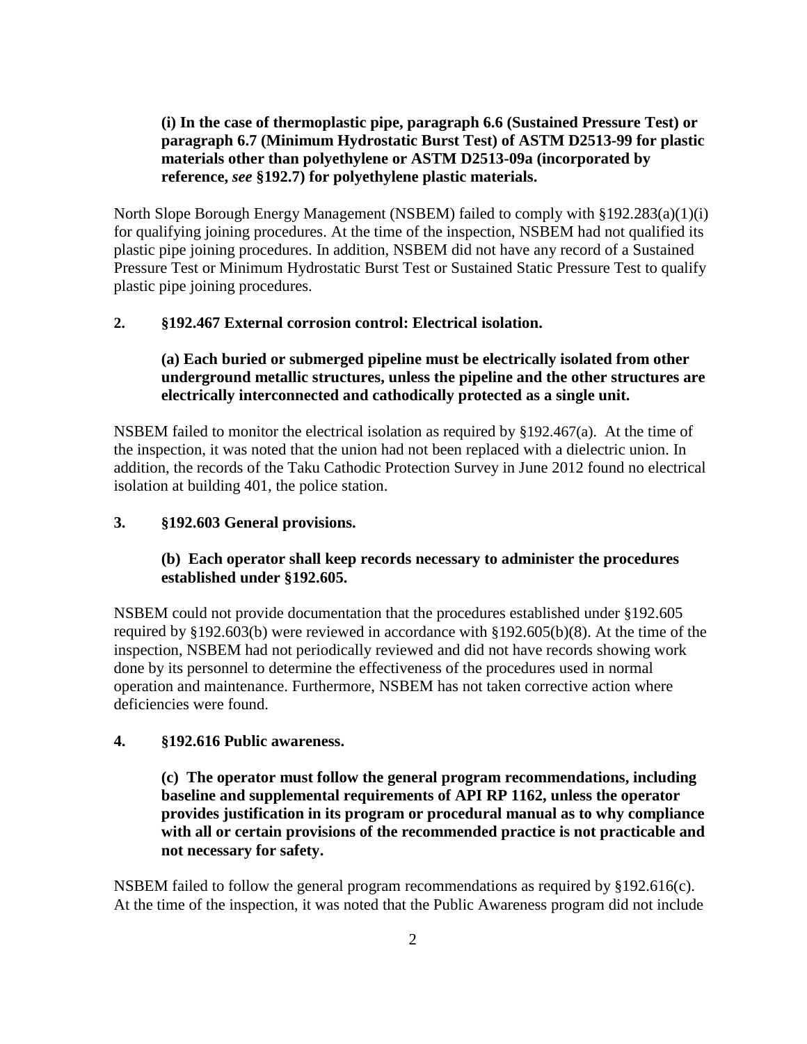**(i) In the case of thermoplastic pipe, paragraph 6.6 (Sustained Pressure Test) or paragraph 6.7 (Minimum Hydrostatic Burst Test) of ASTM D2513-99 for plastic materials other than polyethylene or ASTM D2513-09a (incorporated by reference, *see* §192.7) for polyethylene plastic materials.**

North Slope Borough Energy Management (NSBEM) failed to comply with §192.283(a)(1)(i) for qualifying joining procedures. At the time of the inspection, NSBEM had not qualified its plastic pipe joining procedures. In addition, NSBEM did not have any record of a Sustained Pressure Test or Minimum Hydrostatic Burst Test or Sustained Static Pressure Test to qualify plastic pipe joining procedures.

**2. §192.467 External corrosion control: Electrical isolation.**

**(a) Each buried or submerged pipeline must be electrically isolated from other underground metallic structures, unless the pipeline and the other structures are electrically interconnected and cathodically protected as a single unit.**

NSBEM failed to monitor the electrical isolation as required by §192.467(a). At the time of the inspection, it was noted that the union had not been replaced with a dielectric union. In addition, the records of the Taku Cathodic Protection Survey in June 2012 found no electrical isolation at building 401, the police station.

**3. §192.603 General provisions.**

**(b) Each operator shall keep records necessary to administer the procedures established under §192.605.**

NSBEM could not provide documentation that the procedures established under §192.605 required by §192.603(b) were reviewed in accordance with §192.605(b)(8). At the time of the inspection, NSBEM had not periodically reviewed and did not have records showing work done by its personnel to determine the effectiveness of the procedures used in normal operation and maintenance. Furthermore, NSBEM has not taken corrective action where deficiencies were found.

**4. §192.616 Public awareness.**

**(c) The operator must follow the general program recommendations, including baseline and supplemental requirements of API RP 1162, unless the operator provides justification in its program or procedural manual as to why compliance with all or certain provisions of the recommended practice is not practicable and not necessary for safety.**

NSBEM failed to follow the general program recommendations as required by §192.616(c). At the time of the inspection, it was noted that the Public Awareness program did not include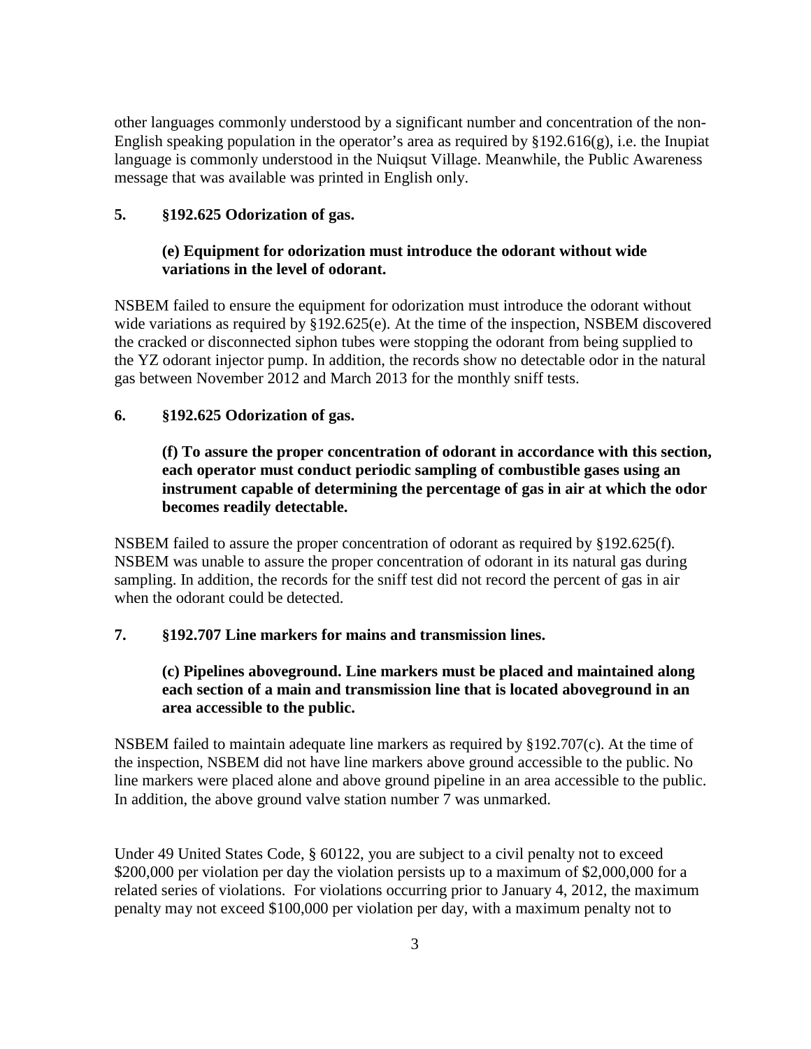other languages commonly understood by a significant number and concentration of the non-English speaking population in the operator's area as required by §192.616(g), i.e. the Inupiat language is commonly understood in the Nuiqsut Village. Meanwhile, the Public Awareness message that was available was printed in English only.

**5. §192.625 Odorization of gas.**

> **(e) Equipment for odorization must introduce the odorant without wide variations in the level of odorant.**

NSBEM failed to ensure the equipment for odorization must introduce the odorant without wide variations as required by §192.625(e). At the time of the inspection, NSBEM discovered the cracked or disconnected siphon tubes were stopping the odorant from being supplied to the YZ odorant injector pump. In addition, the records show no detectable odor in the natural gas between November 2012 and March 2013 for the monthly sniff tests.

**6. §192.625 Odorization of gas.**

> **(f) To assure the proper concentration of odorant in accordance with this section, each operator must conduct periodic sampling of combustible gases using an instrument capable of determining the percentage of gas in air at which the odor becomes readily detectable.**

NSBEM failed to assure the proper concentration of odorant as required by §192.625(f). NSBEM was unable to assure the proper concentration of odorant in its natural gas during sampling. In addition, the records for the sniff test did not record the percent of gas in air when the odorant could be detected.

**7. §192.707 Line markers for mains and transmission lines.**

> **(c) Pipelines aboveground. Line markers must be placed and maintained along each section of a main and transmission line that is located aboveground in an area accessible to the public.**

NSBEM failed to maintain adequate line markers as required by §192.707(c). At the time of the inspection, NSBEM did not have line markers above ground accessible to the public. No line markers were placed alone and above ground pipeline in an area accessible to the public. In addition, the above ground valve station number 7 was unmarked.

Under 49 United States Code, § 60122, you are subject to a civil penalty not to exceed $200,000 per violation per day the violation persists up to a maximum of $2,000,000 for a related series of violations. For violations occurring prior to January 4, 2012, the maximum penalty may not exceed $100,000 per violation per day, with a maximum penalty not to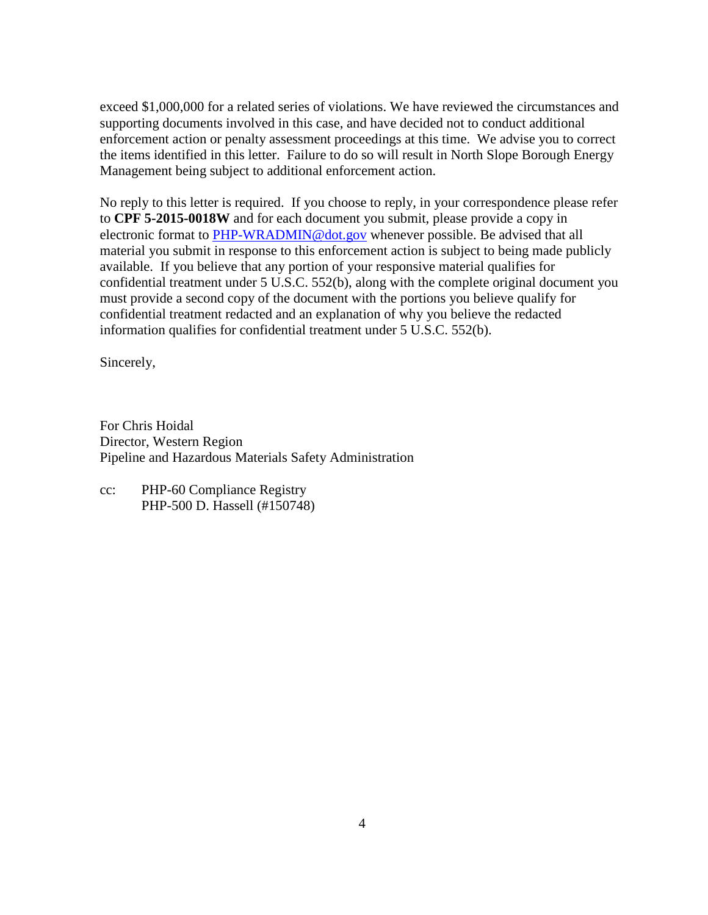exceed $1,000,000 for a related series of violations. We have reviewed the circumstances and supporting documents involved in this case, and have decided not to conduct additional enforcement action or penalty assessment proceedings at this time. We advise you to correct the items identified in this letter. Failure to do so will result in North Slope Borough Energy Management being subject to additional enforcement action.

No reply to this letter is required. If you choose to reply, in your correspondence please refer to **CPF 5-2015-0018W** and for each document you submit, please provide a copy in electronic format to PHP-WRADMIN@dot.gov whenever possible. Be advised that all material you submit in response to this enforcement action is subject to being made publicly available. If you believe that any portion of your responsive material qualifies for confidential treatment under 5 U.S.C. 552(b), along with the complete original document you must provide a second copy of the document with the portions you believe qualify for confidential treatment redacted and an explanation of why you believe the redacted information qualifies for confidential treatment under 5 U.S.C. 552(b).

Sincerely,

For Chris Hoidal
Director, Western Region
Pipeline and Hazardous Materials Safety Administration

cc: PHP-60 Compliance Registry
PHP-500 D. Hassell (#150748)